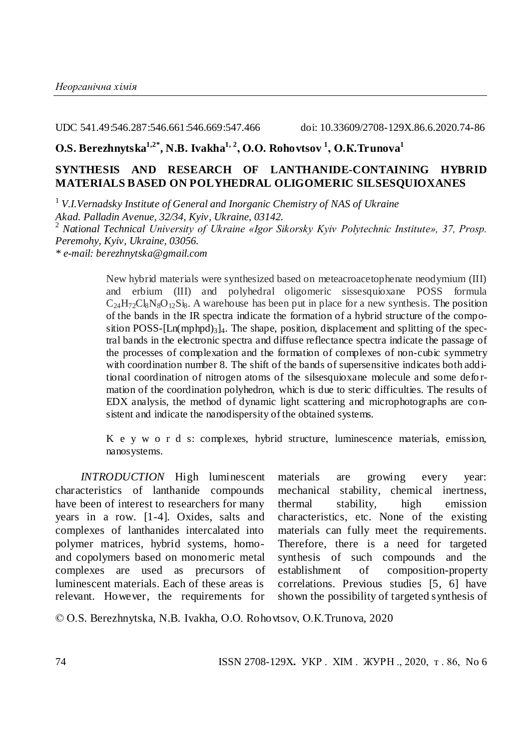*Неорганічна хімія*

UDC 541.49:546.287:546.661:546.669:547.466 doi: 10.33609/2708-129X.86.6.2020.74-86

**O.S. Berezhnytska[1,2*], N.B. Ivakha[1,2], O.O. Rohovtsov[1], O.K.Trunova[1]**

## SYNTHESIS AND RESEARCH OF LANTHANIDE-CONTAINING HYBRID MATERIALS BASED ON POLYHEDRAL OLIGOMERIC SILSESQUIOXANES

[1] *V.I.Vernadsky Institute of General and Inorganic Chemistry of NAS of Ukraine Akad. Palladin Avenue, 32/34, Kyiv, Ukraine, 03142.*
[2] *National Technical University of Ukraine «Igor Sikorsky Kyiv Polytechnic Institute», 37, Prosp. Peremohy, Kyiv, Ukraine, 03056.*
*\* e-mail: berezhnytska@gmail.com*

New hybrid materials were synthesized based on meteacroacetophenate neodymium (III) and erbium (III) and polyhedral oligomeric sissesquioxane POSS formula $C_{24}H_{72}Cl_8N_8O_{12}Si_8$. A warehouse has been put in place for a new synthesis. The position of the bands in the IR spectra indicate the formation of a hybrid structure of the composition POSS-$[Ln(mphpd)_3]_4$. The shape, position, displacement and splitting of the spectral bands in the electronic spectra and diffuse reflectance spectra indicate the passage of the processes of complexation and the formation of complexes of non-cubic symmetry with coordination number 8. The shift of the bands of supersensitive indicates both additional coordination of nitrogen atoms of the silsesquioxane molecule and some deformation of the coordination polyhedron, which is due to steric difficulties. The results of EDX analysis, the method of dynamic light scattering and microphotographs are consistent and indicate the nanodispersity of the obtained systems.

K e y w o r d s: complexes, hybrid structure, luminescence materials, emission, nanosystems.

*INTRODUCTION* High luminescent characteristics of lanthanide compounds have been of interest to researchers for many years in a row. [1-4]. Oxides, salts and complexes of lanthanides intercalated into polymer matrices, hybrid systems, homo- and copolymers based on monomeric metal complexes are used as precursors of luminescent materials. Each of these areas is relevant. However, the requirements for materials are growing every year: mechanical stability, chemical inertness, thermal stability, high emission characteristics, etc. None of the existing materials can fully meet the requirements. Therefore, there is a need for targeted synthesis of such compounds and the establishment of composition-property correlations. Previous studies [5, 6] have shown the possibility of targeted synthesis of

© O.S. Berezhnytska, N.B. Ivakha, O.O. Rohovtsov, O.K.Trunova, 2020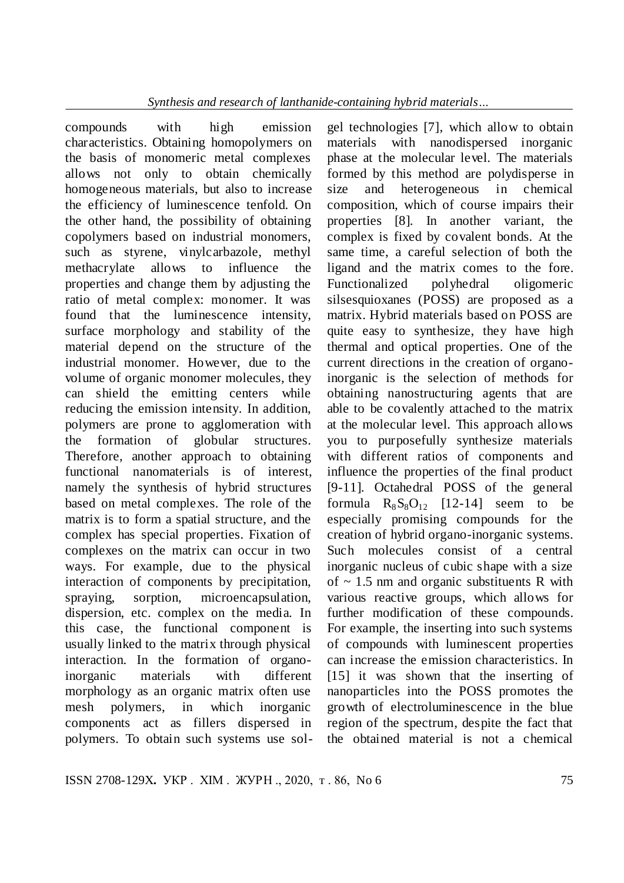compounds with high emission characteristics. Obtaining homopolymers on the basis of monomeric metal complexes allows not only to obtain chemically homogeneous materials, but also to increase the efficiency of luminescence tenfold. On the other hand, the possibility of obtaining copolymers based on industrial monomers, such as styrene, vinylcarbazole, methyl methacrylate allows to influence the properties and change them by adjusting the ratio of metal complex: monomer. It was found that the luminescence intensity, surface morphology and stability of the material depend on the structure of the industrial monomer. However, due to the volume of organic monomer molecules, they can shield the emitting centers while reducing the emission intensity. In addition, polymers are prone to agglomeration with the formation of globular structures. Therefore, another approach to obtaining functional nanomaterials is of interest, namely the synthesis of hybrid structures based on metal complexes. The role of the matrix is to form a spatial structure, and the complex has special properties. Fixation of complexes on the matrix can occur in two ways. For example, due to the physical interaction of components by precipitation, spraying, sorption, microencapsulation, dispersion, etc. complex on the media. In this case, the functional component is usually linked to the matrix through physical interaction. In the formation of organo-inorganic materials with different morphology as an organic matrix often use mesh polymers, in which inorganic components act as fillers dispersed in polymers. To obtain such systems use sol-gel technologies [7], which allow to obtain materials with nanodispersed inorganic phase at the molecular level. The materials formed by this method are polydisperse in size and heterogeneous in chemical composition, which of course impairs their properties [8]. In another variant, the complex is fixed by covalent bonds. At the same time, a careful selection of both the ligand and the matrix comes to the fore. Functionalized polyhedral oligomeric silsesquioxanes (POSS) are proposed as a matrix. Hybrid materials based on POSS are quite easy to synthesize, they have high thermal and optical properties. One of the current directions in the creation of organo-inorganic is the selection of methods for obtaining nanostructuring agents that are able to be covalently attached to the matrix at the molecular level. This approach allows you to purposefully synthesize materials with different ratios of components and influence the properties of the final product [9-11]. Octahedral POSS of the general formula $R_8S_8O_{12}$ [12-14] seem to be especially promising compounds for the creation of hybrid organo-inorganic systems. Such molecules consist of a central inorganic nucleus of cubic shape with a size of ~ 1.5 nm and organic substituents R with various reactive groups, which allows for further modification of these compounds. For example, the inserting into such systems of compounds with luminescent properties can increase the emission characteristics. In [15] it was shown that the inserting of nanoparticles into the POSS promotes the growth of electroluminescence in the blue region of the spectrum, despite the fact that the obtained material is not a chemical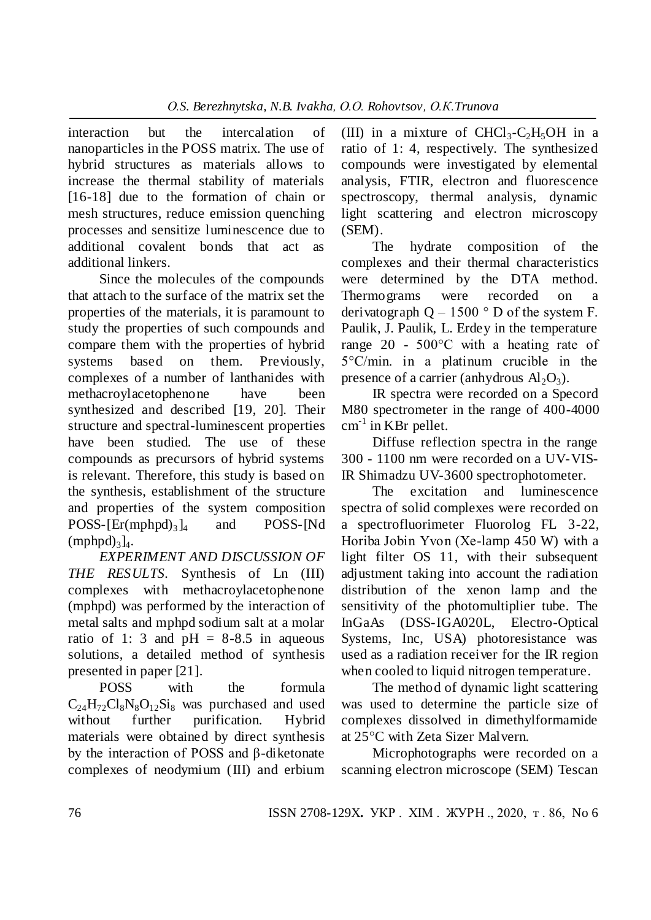interaction but the intercalation of nanoparticles in the POSS matrix. The use of hybrid structures as materials allows to increase the thermal stability of materials [16-18] due to the formation of chain or mesh structures, reduce emission quenching processes and sensitize luminescence due to additional covalent bonds that act as additional linkers.

Since the molecules of the compounds that attach to the surface of the matrix set the properties of the materials, it is paramount to study the properties of such compounds and compare them with the properties of hybrid systems based on them. Previously, complexes of a number of lanthanides with methacroylacetophenone have been synthesized and described [19, 20]. Their structure and spectral-luminescent properties have been studied. The use of these compounds as precursors of hybrid systems is relevant. Therefore, this study is based on the synthesis, establishment of the structure and properties of the system composition POSS-$[Er(mphpd)_3]_4$ and POSS-$[Nd(mphpd)_3]_4$.

*EXPERIMENT AND DISCUSSION OF THE RESULTS*. Synthesis of Ln (III) complexes with methacroylacetophenone (mphpd) was performed by the interaction of metal salts and mphpd sodium salt at a molar ratio of 1: 3 and pH = 8-8.5 in aqueous solutions, a detailed method of synthesis presented in paper [21].

POSS with the formula $C_{24}H_{72}Cl_8N_8O_{12}Si_8$ was purchased and used without further purification. Hybrid materials were obtained by direct synthesis by the interaction of POSS and β-diketonate complexes of neodymium (III) and erbium (III) in a mixture of $CHCl_3$-$C_2H_5OH$ in a ratio of 1: 4, respectively. The synthesized compounds were investigated by elemental analysis, FTIR, electron and fluorescence spectroscopy, thermal analysis, dynamic light scattering and electron microscopy (SEM).

The hydrate composition of the complexes and their thermal characteristics were determined by the DTA method. Thermograms were recorded on a derivatograph Q – 1500 ° D of the system F. Paulik, J. Paulik, L. Erdey in the temperature range 20 - 500°C with a heating rate of 5°C/min. in a platinum crucible in the presence of a carrier (anhydrous $Al_2O_3$).

IR spectra were recorded on a Specord M80 spectrometer in the range of 400-4000 $cm^{-1}$ in KBr pellet.

Diffuse reflection spectra in the range 300 - 1100 nm were recorded on a UV-VIS-IR Shimadzu UV-3600 spectrophotometer.

The excitation and luminescence spectra of solid complexes were recorded on a spectrofluorimeter Fluorolog FL 3-22, Horiba Jobin Yvon (Xe-lamp 450 W) with a light filter OS 11, with their subsequent adjustment taking into account the radiation distribution of the xenon lamp and the sensitivity of the photomultiplier tube. The InGaAs (DSS-IGA020L, Electro-Optical Systems, Inc, USA) photoresistance was used as a radiation receiver for the IR region when cooled to liquid nitrogen temperature.

The method of dynamic light scattering was used to determine the particle size of complexes dissolved in dimethylformamide at 25°C with Zeta Sizer Malvern.

Microphotographs were recorded on a scanning electron microscope (SEM) Tescan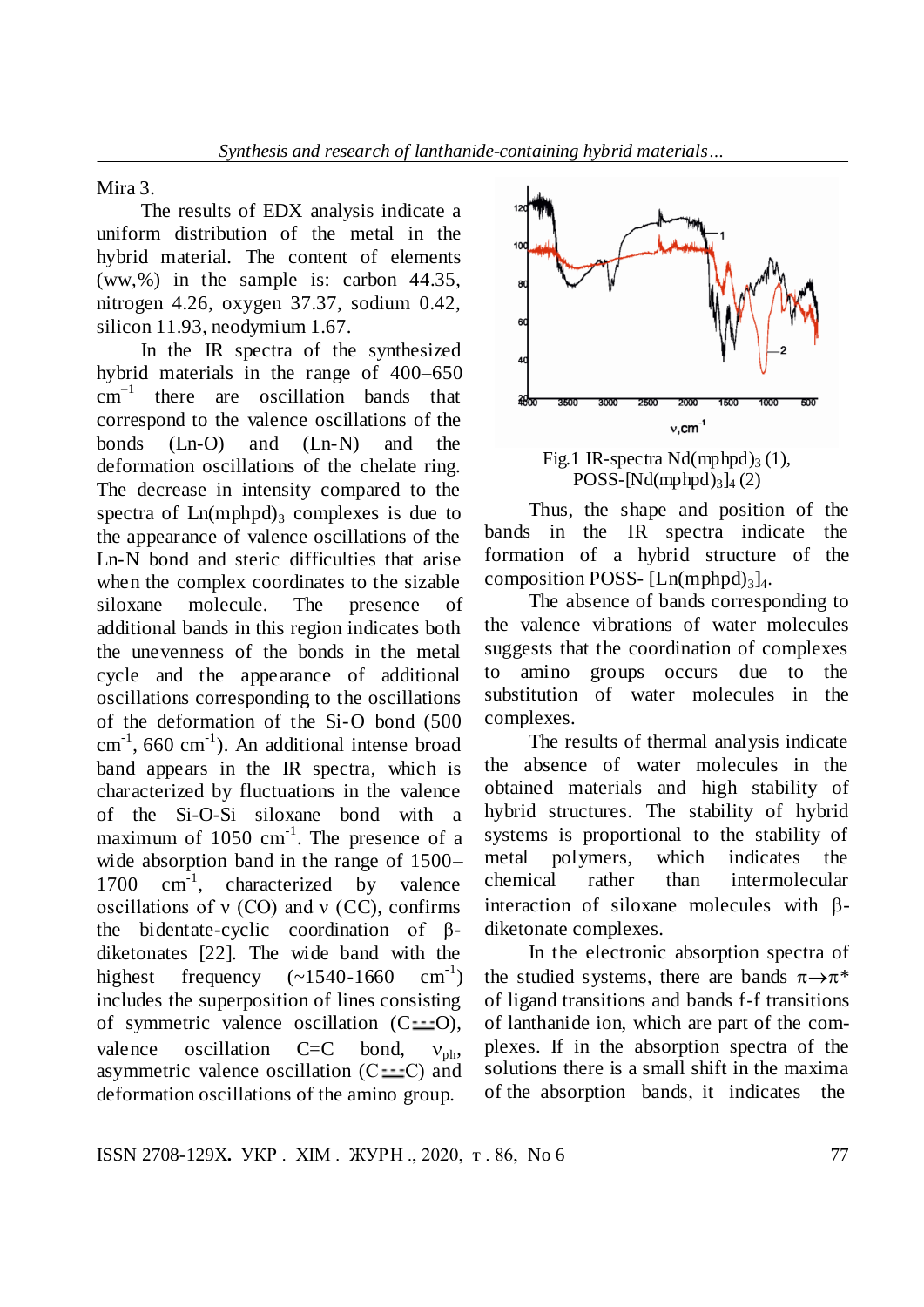Mira 3.

The results of EDX analysis indicate a uniform distribution of the metal in the hybrid material. The content of elements (ww,%) in the sample is: carbon 44.35, nitrogen 4.26, oxygen 37.37, sodium 0.42, silicon 11.93, neodymium 1.67.

In the IR spectra of the synthesized hybrid materials in the range of 400–650 $cm^{-1}$ there are oscillation bands that correspond to the valence oscillations of the bonds (Ln-O) and (Ln-N) and the deformation oscillations of the chelate ring. The decrease in intensity compared to the spectra of $Ln(mphpd)_3$ complexes is due to the appearance of valence oscillations of the Ln-N bond and steric difficulties that arise when the complex coordinates to the sizable siloxane molecule. The presence of additional bands in this region indicates both the unevenness of the bonds in the metal cycle and the appearance of additional oscillations corresponding to the oscillations of the deformation of the Si-O bond (500 $cm^{-1}$, 660 $cm^{-1}$). An additional intense broad band appears in the IR spectra, which is characterized by fluctuations in the valence of the Si-O-Si siloxane bond with a maximum of 1050 $cm^{-1}$. The presence of a wide absorption band in the range of 1500–1700 $cm^{-1}$, characterized by valence oscillations of ν (CO) and ν (CC), confirms the bidentate-cyclic coordination of β-diketonates [22]. The wide band with the highest frequency (~1540-1660 $cm^{-1}$) includes the superposition of lines consisting of symmetric valence oscillation (C$\underline{---}$O), valence oscillation C=C bond, $\nu_{ph}$, asymmetric valence oscillation (C$\underline{---}$C) and deformation oscillations of the amino group.

Fig.1 IR-spectra $Nd(mphpd)_3$ (1), POSS-$[Nd(mphpd)_3]_4$ (2)

Thus, the shape and position of the bands in the IR spectra indicate the formation of a hybrid structure of the composition POSS- $[Ln(mphpd)_3]_4$.

The absence of bands corresponding to the valence vibrations of water molecules suggests that the coordination of complexes to amino groups occurs due to the substitution of water molecules in the complexes.

The results of thermal analysis indicate the absence of water molecules in the obtained materials and high stability of hybrid structures. The stability of hybrid systems is proportional to the stability of metal polymers, which indicates the chemical rather than intermolecular interaction of siloxane molecules with β-diketonate complexes.

In the electronic absorption spectra of the studied systems, there are bands $\pi\rightarrow\pi^*$ of ligand transitions and bands f-f transitions of lanthanide ion, which are part of the complexes. If in the absorption spectra of the solutions there is a small shift in the maxima of the absorption bands, it indicates the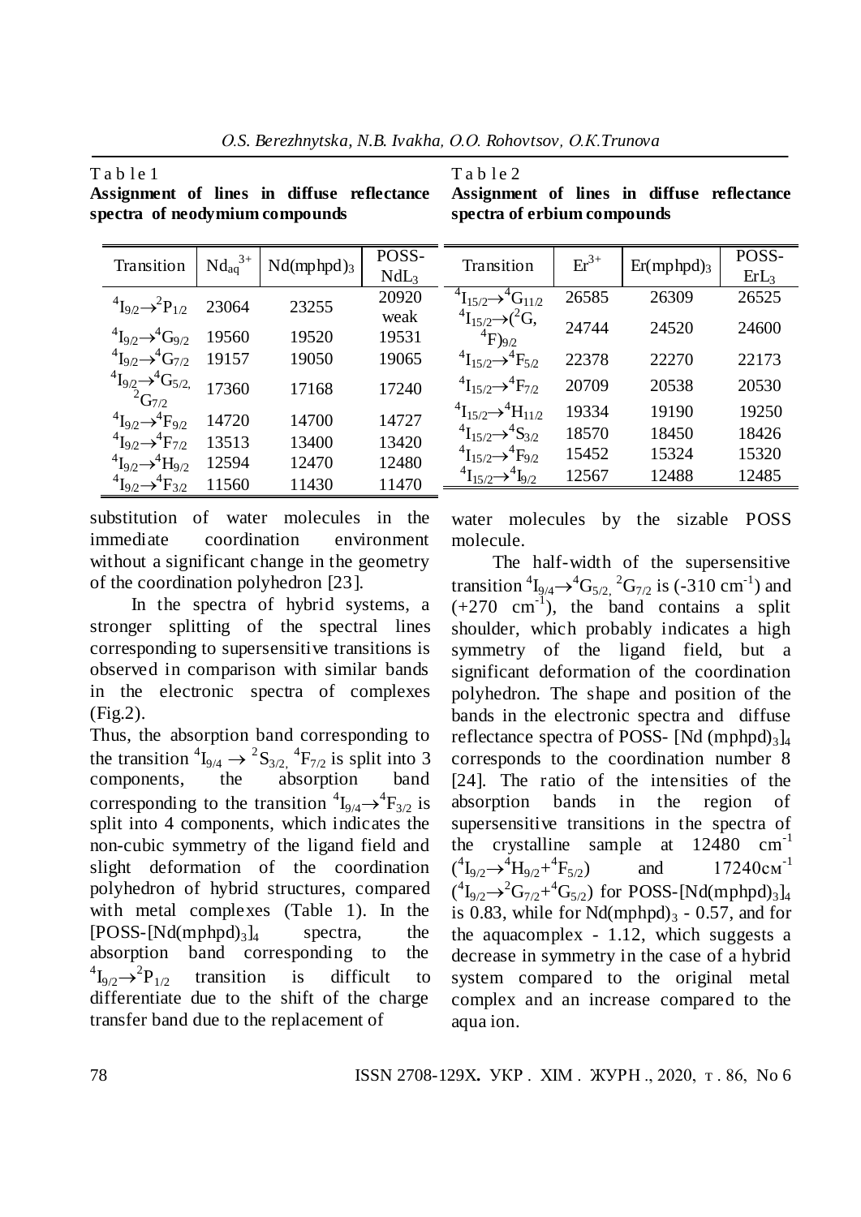Table 1
**Assignment of lines in diffuse reflectance spectra of neodymium compounds**

| Transition | $Nd_{aq}^{3+}$ | $Nd(mphpd)_3$ | POSS-$NdL_3$ |
|---|---|---|---|
| $^4I_{9/2}\rightarrow^2P_{1/2}$ | 23064 | 23255 | 20920 weak |
| $^4I_{9/2}\rightarrow^4G_{9/2}$ | 19560 | 19520 | 19531 |
| $^4I_{9/2}\rightarrow^4G_{7/2}$ | 19157 | 19050 | 19065 |
| $^4I_{9/2}\rightarrow^4G_{5/2},\ ^2G_{7/2}$ | 17360 | 17168 | 17240 |
| $^4I_{9/2}\rightarrow^4F_{9/2}$ | 14720 | 14700 | 14727 |
| $^4I_{9/2}\rightarrow^4F_{7/2}$ | 13513 | 13400 | 13420 |
| $^4I_{9/2}\rightarrow^4H_{9/2}$ | 12594 | 12470 | 12480 |
| $^4I_{9/2}\rightarrow^4F_{3/2}$ | 11560 | 11430 | 11470 |

Table 2
**Assignment of lines in diffuse reflectance spectra of erbium compounds**

| Transition | $Er^{3+}$ | $Er(mphpd)_3$ | POSS-$ErL_3$ |
|---|---|---|---|
| $^4I_{15/2}\rightarrow^4G_{11/2}$ | 26585 | 26309 | 26525 |
| $^4I_{15/2}\rightarrow(^2G,\ ^4F)_{9/2}$ | 24744 | 24520 | 24600 |
| $^4I_{15/2}\rightarrow^4F_{5/2}$ | 22378 | 22270 | 22173 |
| $^4I_{15/2}\rightarrow^4F_{7/2}$ | 20709 | 20538 | 20530 |
| $^4I_{15/2}\rightarrow^4H_{11/2}$ | 19334 | 19190 | 19250 |
| $^4I_{15/2}\rightarrow^4S_{3/2}$ | 18570 | 18450 | 18426 |
| $^4I_{15/2}\rightarrow^4F_{9/2}$ | 15452 | 15324 | 15320 |
| $^4I_{15/2}\rightarrow^4I_{9/2}$ | 12567 | 12488 | 12485 |

substitution of water molecules in the immediate coordination environment without a significant change in the geometry of the coordination polyhedron [23].

In the spectra of hybrid systems, a stronger splitting of the spectral lines corresponding to supersensitive transitions is observed in comparison with similar bands in the electronic spectra of complexes (Fig.2).

Thus, the absorption band corresponding to the transition $^4I_{9/4}\rightarrow\ ^2S_{3/2},\ ^4F_{7/2}$ is split into 3 components, the absorption band corresponding to the transition $^4I_{9/4}\rightarrow^4F_{3/2}$ is split into 4 components, which indicates the non-cubic symmetry of the ligand field and slight deformation of the coordination polyhedron of hybrid structures, compared with metal complexes (Table 1). In the $[POSS\text{-}[Nd(mphpd)_3]_4$ spectra, the absorption band corresponding to the $^4I_{9/2}\rightarrow^2P_{1/2}$ transition is difficult to differentiate due to the shift of the charge transfer band due to the replacement of water molecules by the sizable POSS molecule.

The half-width of the supersensitive transition $^4I_{9/4}\rightarrow^4G_{5/2},\ ^2G_{7/2}$ is (-310 $cm^{-1}$) and (+270 $cm^{-1}$), the band contains a split shoulder, which probably indicates a high symmetry of the ligand field, but a significant deformation of the coordination polyhedron. The shape and position of the bands in the electronic spectra and diffuse reflectance spectra of POSS- $[Nd(mphpd)_3]_4$ corresponds to the coordination number 8 [24]. The ratio of the intensities of the absorption bands in the region of supersensitive transitions in the spectra of the crystalline sample at 12480 $cm^{-1}$ ($^4I_{9/2}\rightarrow^4H_{9/2}+^4F_{5/2}$) and 17240$cm^{-1}$ ($^4I_{9/2}\rightarrow^2G_{7/2}+^4G_{5/2}$) for POSS-$[Nd(mphpd)_3]_4$ is 0.83, while for $Nd(mphpd)_3$ - 0.57, and for the aquacomplex - 1.12, which suggests a decrease in symmetry in the case of a hybrid system compared to the original metal complex and an increase compared to the aqua ion.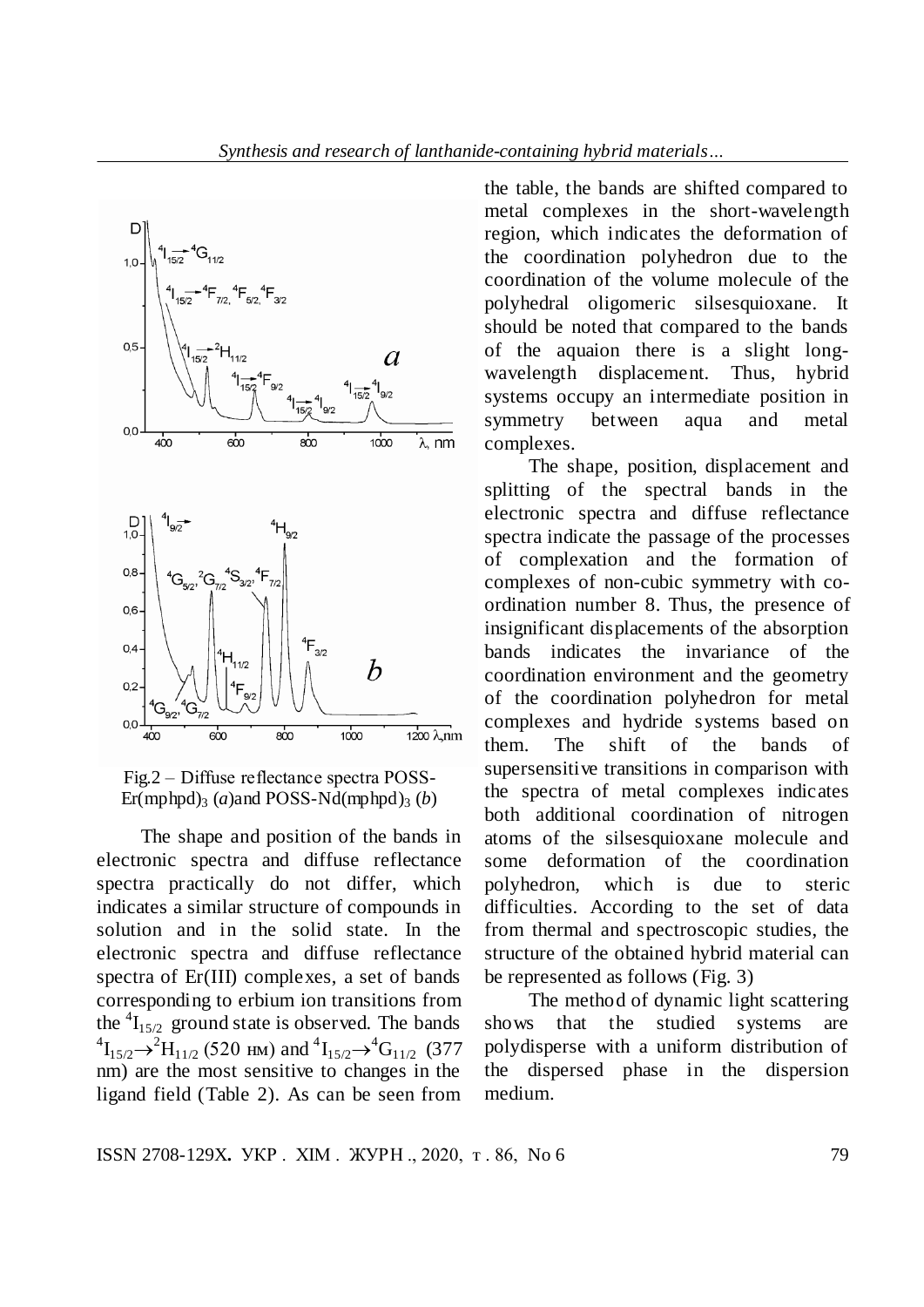Fig.2 – Diffuse reflectance spectra POSS-Er(mphpd)$_3$ (*a*)and POSS-Nd(mphpd)$_3$ (*b*)

The shape and position of the bands in electronic spectra and diffuse reflectance spectra practically do not differ, which indicates a similar structure of compounds in solution and in the solid state. In the electronic spectra and diffuse reflectance spectra of Er(III) complexes, a set of bands corresponding to erbium ion transitions from the $^4I_{15/2}$ ground state is observed. The bands $^4I_{15/2}\rightarrow{}^2H_{11/2}$ (520 нм) and $^4I_{15/2}\rightarrow{}^4G_{11/2}$ (377 nm) are the most sensitive to changes in the ligand field (Table 2). As can be seen from the table, the bands are shifted compared to metal complexes in the short-wavelength region, which indicates the deformation of the coordination polyhedron due to the coordination of the volume molecule of the polyhedral oligomeric silsesquioxane. It should be noted that compared to the bands of the aquaion there is a slight long-wavelength displacement. Thus, hybrid systems occupy an intermediate position in symmetry between aqua and metal complexes.

The shape, position, displacement and splitting of the spectral bands in the electronic spectra and diffuse reflectance spectra indicate the passage of the processes of complexation and the formation of complexes of non-cubic symmetry with co-ordination number 8. Thus, the presence of insignificant displacements of the absorption bands indicates the invariance of the coordination environment and the geometry of the coordination polyhedron for metal complexes and hydride systems based on them. The shift of the bands of supersensitive transitions in comparison with the spectra of metal complexes indicates both additional coordination of nitrogen atoms of the silsesquioxane molecule and some deformation of the coordination polyhedron, which is due to steric difficulties. According to the set of data from thermal and spectroscopic studies, the structure of the obtained hybrid material can be represented as follows (Fig. 3)

The method of dynamic light scattering shows that the studied systems are polydisperse with a uniform distribution of the dispersed phase in the dispersion medium.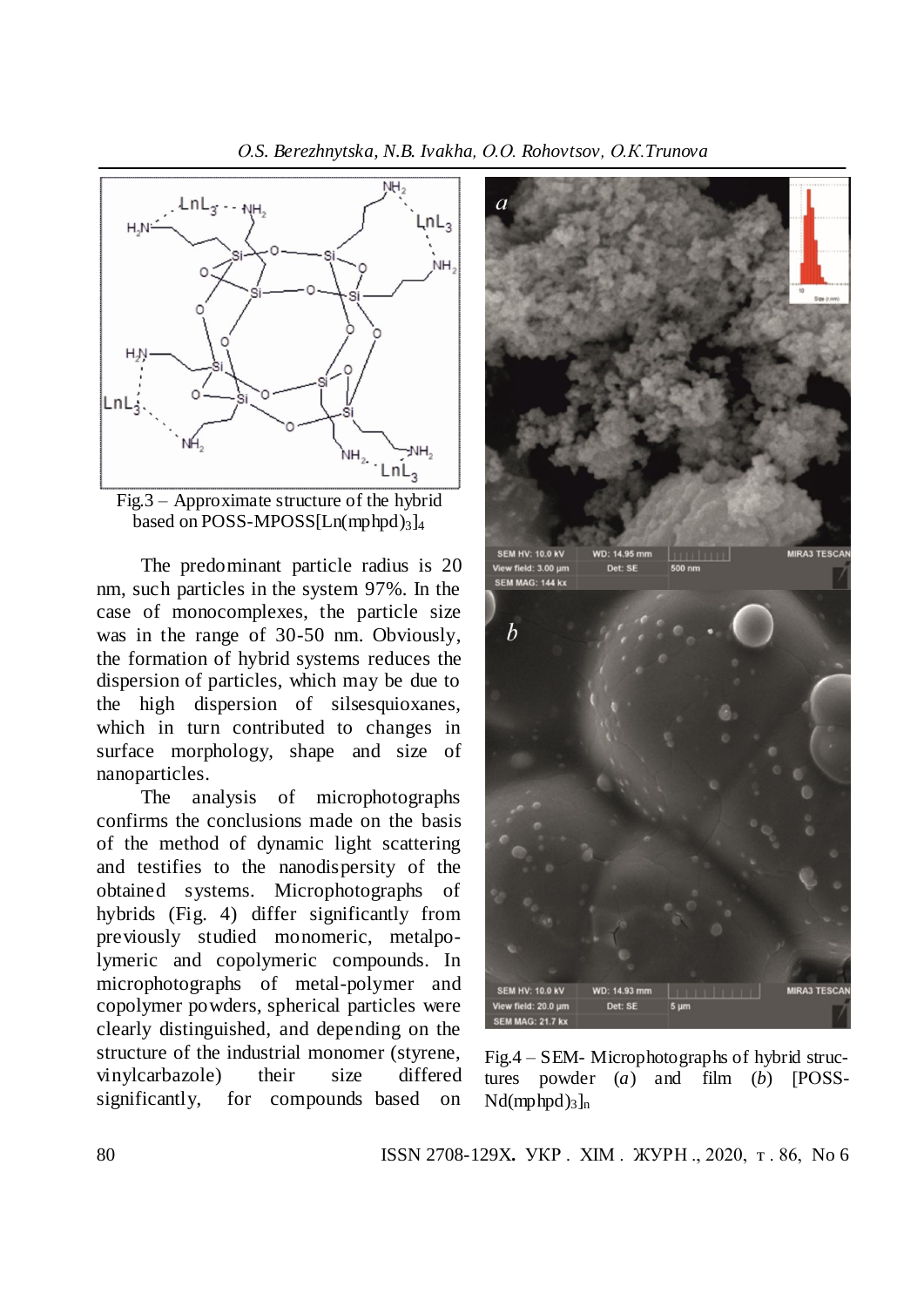Fig.3 – Approximate structure of the hybrid based on POSS-MPOSS[$Ln(mphpd)_3$]$_4$

The predominant particle radius is 20 nm, such particles in the system 97%. In the case of monocomplexes, the particle size was in the range of 30-50 nm. Obviously, the formation of hybrid systems reduces the dispersion of particles, which may be due to the high dispersion of silsesquioxanes, which in turn contributed to changes in surface morphology, shape and size of nanoparticles.

The analysis of microphotographs confirms the conclusions made on the basis of the method of dynamic light scattering and testifies to the nanodispersity of the obtained systems. Microphotographs of hybrids (Fig. 4) differ significantly from previously studied monomeric, metalpolymeric and copolymeric compounds. In microphotographs of metal-polymer and copolymer powders, spherical particles were clearly distinguished, and depending on the structure of the industrial monomer (styrene, vinylcarbazole) their size differed significantly, for compounds based on

Fig.4 – SEM- Microphotographs of hybrid structures powder (*a*) and film (*b*) [POSS-$Nd(mphpd)_3$]$_n$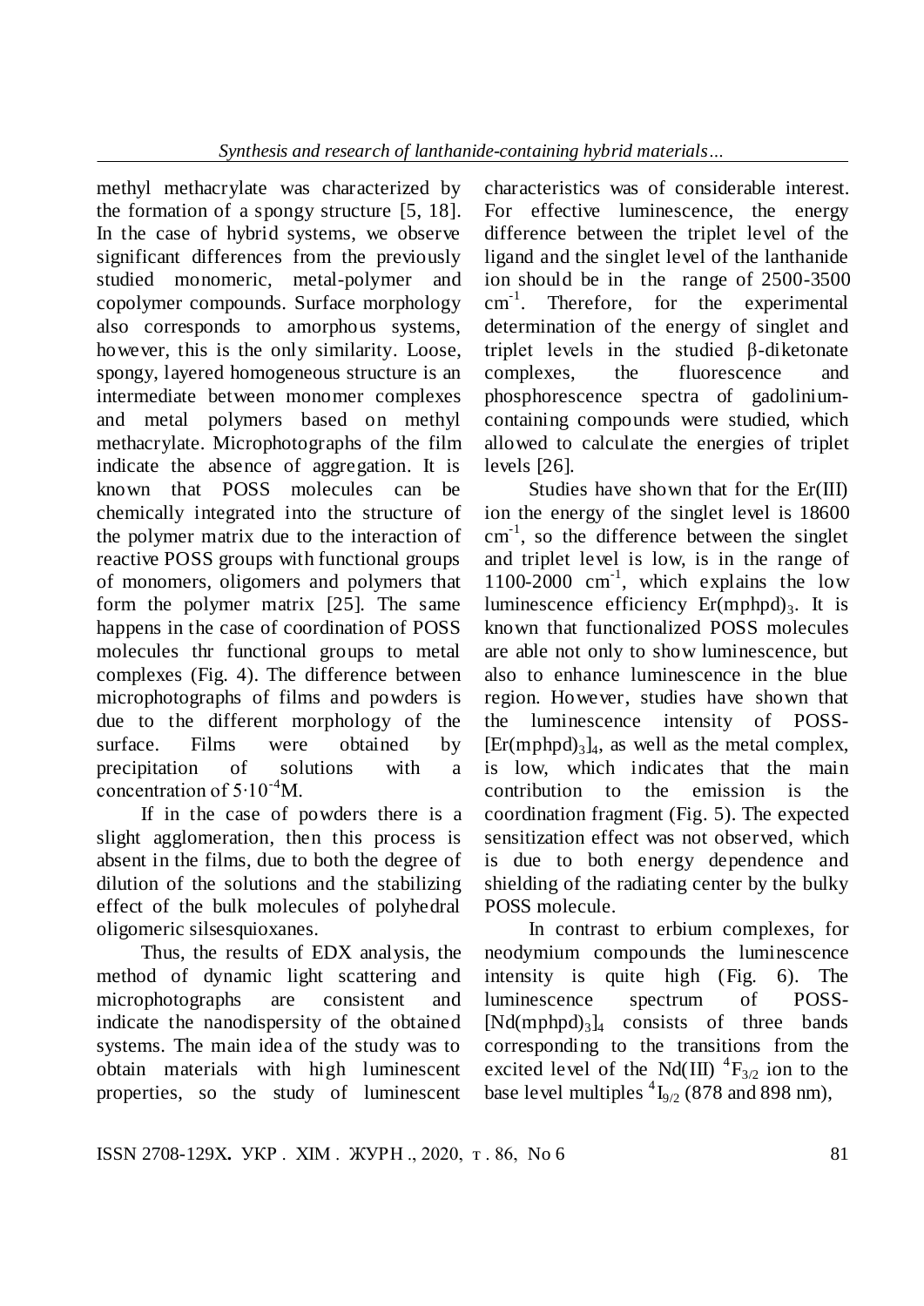methyl methacrylate was characterized by the formation of a spongy structure [5, 18]. In the case of hybrid systems, we observe significant differences from the previously studied monomeric, metal-polymer and copolymer compounds. Surface morphology also corresponds to amorphous systems, however, this is the only similarity. Loose, spongy, layered homogeneous structure is an intermediate between monomer complexes and metal polymers based on methyl methacrylate. Microphotographs of the film indicate the absence of aggregation. It is known that POSS molecules can be chemically integrated into the structure of the polymer matrix due to the interaction of reactive POSS groups with functional groups of monomers, oligomers and polymers that form the polymer matrix [25]. The same happens in the case of coordination of POSS molecules thr functional groups to metal complexes (Fig. 4). The difference between microphotographs of films and powders is due to the different morphology of the surface. Films were obtained by precipitation of solutions with a concentration of $5 \cdot 10^{-4}$M.

If in the case of powders there is a slight agglomeration, then this process is absent in the films, due to both the degree of dilution of the solutions and the stabilizing effect of the bulk molecules of polyhedral oligomeric silsesquioxanes.

Thus, the results of EDX analysis, the method of dynamic light scattering and microphotographs are consistent and indicate the nanodispersity of the obtained systems. The main idea of the study was to obtain materials with high luminescent properties, so the study of luminescent characteristics was of considerable interest. For effective luminescence, the energy difference between the triplet level of the ligand and the singlet level of the lanthanide ion should be in the range of 2500-3500 $cm^{-1}$. Therefore, for the experimental determination of the energy of singlet and triplet levels in the studied β-diketonate complexes, the fluorescence and phosphorescence spectra of gadolinium-containing compounds were studied, which allowed to calculate the energies of triplet levels [26].

Studies have shown that for the Er(III) ion the energy of the singlet level is 18600 $cm^{-1}$, so the difference between the singlet and triplet level is low, is in the range of 1100-2000 $cm^{-1}$, which explains the low luminescence efficiency $Er(mphpd)_3$. It is known that functionalized POSS molecules are able not only to show luminescence, but also to enhance luminescence in the blue region. However, studies have shown that the luminescence intensity of POSS-$[Er(mphpd)_3]_4$, as well as the metal complex, is low, which indicates that the main contribution to the emission is the coordination fragment (Fig. 5). The expected sensitization effect was not observed, which is due to both energy dependence and shielding of the radiating center by the bulky POSS molecule.

In contrast to erbium complexes, for neodymium compounds the luminescence intensity is quite high (Fig. 6). The luminescence spectrum of POSS-$[Nd(mphpd)_3]_4$ consists of three bands corresponding to the transitions from the excited level of the Nd(III) $^4F_{3/2}$ ion to the base level multiples $^4I_{9/2}$ (878 and 898 nm),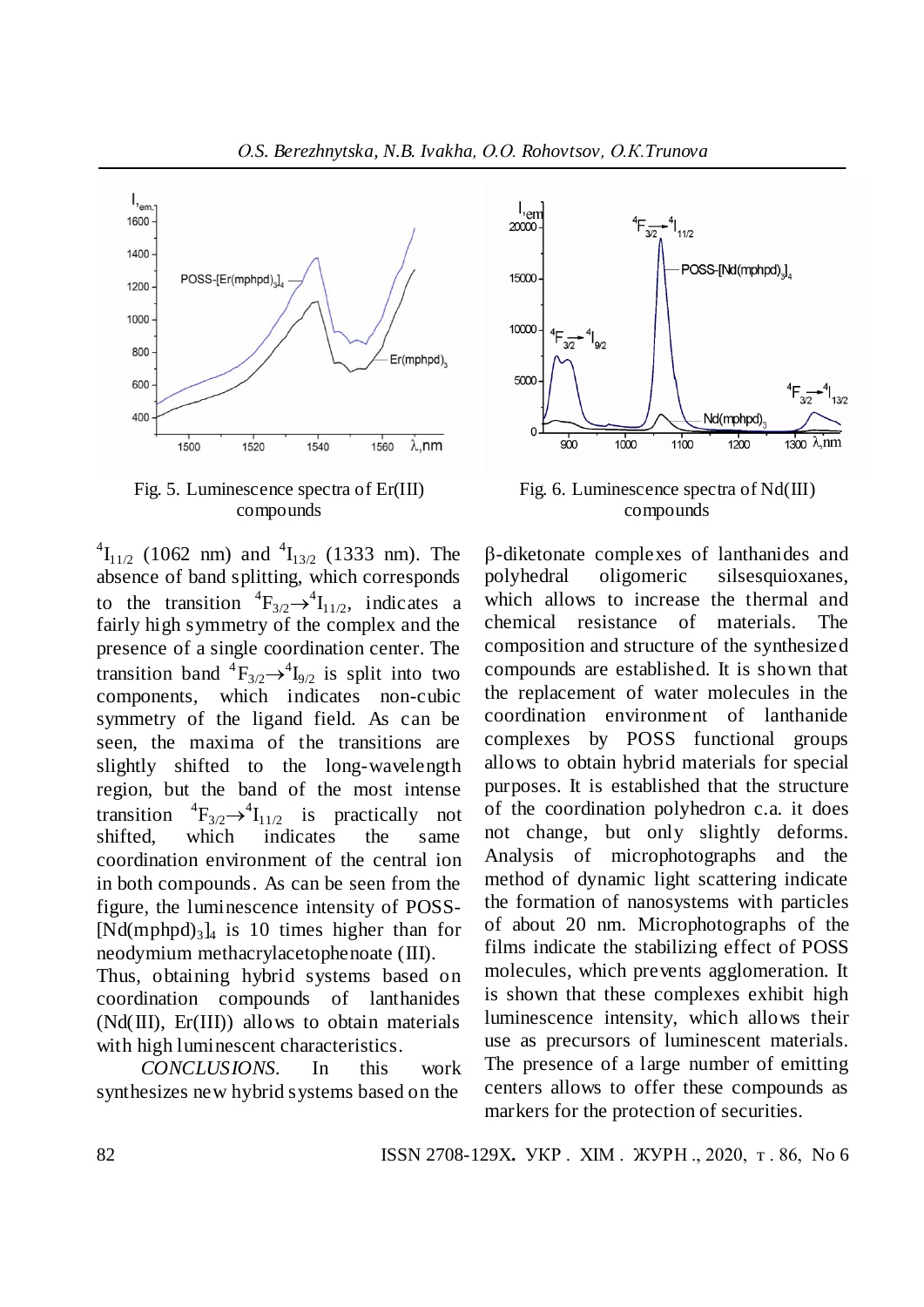Fig. 5. Luminescence spectra of Er(III) compounds

Fig. 6. Luminescence spectra of Nd(III) compounds

${}^4I_{11/2}$ (1062 nm) and ${}^4I_{13/2}$ (1333 nm). The absence of band splitting, which corresponds to the transition ${}^4F_{3/2} \rightarrow {}^4I_{11/2}$, indicates a fairly high symmetry of the complex and the presence of a single coordination center. The transition band ${}^4F_{3/2} \rightarrow {}^4I_{9/2}$ is split into two components, which indicates non-cubic symmetry of the ligand field. As can be seen, the maxima of the transitions are slightly shifted to the long-wavelength region, but the band of the most intense transition ${}^4F_{3/2} \rightarrow {}^4I_{11/2}$ is practically not shifted, which indicates the same coordination environment of the central ion in both compounds. As can be seen from the figure, the luminescence intensity of POSS-$[Nd(mphpd)_3]_4$ is 10 times higher than for neodymium methacrylacetophenoate (III).

Thus, obtaining hybrid systems based on coordination compounds of lanthanides (Nd(III), Er(III)) allows to obtain materials with high luminescent characteristics.

*CONCLUSIONS.* In this work synthesizes new hybrid systems based on the β-diketonate complexes of lanthanides and polyhedral oligomeric silsesquioxanes, which allows to increase the thermal and chemical resistance of materials. The composition and structure of the synthesized compounds are established. It is shown that the replacement of water molecules in the coordination environment of lanthanide complexes by POSS functional groups allows to obtain hybrid materials for special purposes. It is established that the structure of the coordination polyhedron c.a. it does not change, but only slightly deforms. Analysis of microphotographs and the method of dynamic light scattering indicate the formation of nanosystems with particles of about 20 nm. Microphotographs of the films indicate the stabilizing effect of POSS molecules, which prevents agglomeration. It is shown that these complexes exhibit high luminescence intensity, which allows their use as precursors of luminescent materials. The presence of a large number of emitting centers allows to offer these compounds as markers for the protection of securities.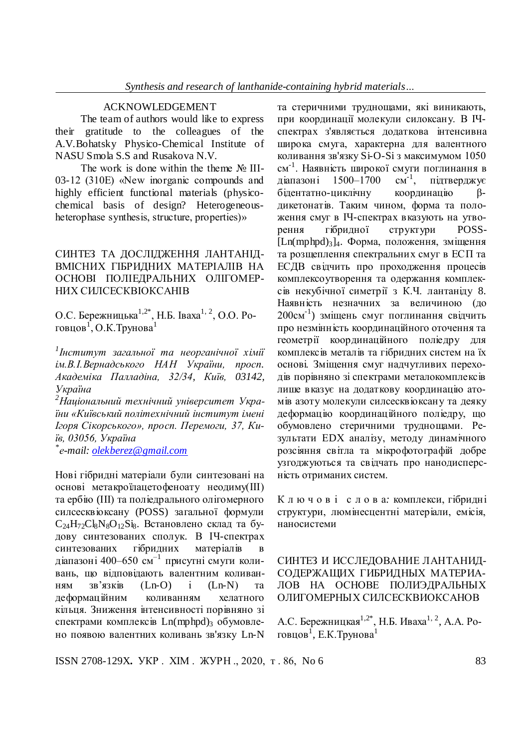### ACKNOWLEDGEMENT

The team of authors would like to express their gratitude to the colleagues of the A.V.Bohatsky Physico-Chemical Institute of NASU Smola S.S and Rusakova N.V.

The work is done within the theme № III-03-12 (310E) «New inorganic compounds and highly efficient functional materials (physico-chemical basis of design? Heterogeneous-heterophase synthesis, structure, properties)»

## СИНТЕЗ ТА ДОСЛІДЖЕННЯ ЛАНТАНІД-ВМІСНИХ ГІБРИДНИХ МАТЕРІАЛІВ НА ОСНОВІ ПОЛІЕДРАЛЬНИХ ОЛІГОМЕРНИХ СИЛСЕСКВІОКСАНІВ

О.С. Бережницька[1,2*], Н.Б. Іваха[1, 2], О.О. Роговцов[1], О.К.Трунова[1]

*[1]Інститут загальної та неорганічної хімії ім.В.І.Вернадського НАН України, просп. Академіка Палладіна, 32/34, Київ, 03142, Україна*

*[2]Національний технічний університет України «Київський політехнічний інститут імені Ігоря Сікорського», просп. Перемоги, 37, Київ, 03056, Україна*

*[*]e-mail: olekberez@gmail.com*

Нові гібридні матеріали були синтезовані на основі метакроїлацетофеноату неодиму(ІІІ) та ербію (ІІІ) та поліедрального олігомерного силсесквіоксану (POSS) загальної формули $C_{24}H_{72}Cl_8N_8O_{12}Si_8$. Встановлено склад та будову синтезованих сполук. В ІЧ-спектрах синтезованих гібридних матеріалів в діапазоні 400–650 см$^{-1}$ присутні смуги коливань, що відповідають валентним коливанням зв'язків (Ln-O) і (Ln-N) та деформаційним коливанням хелатного кільця. Зниження інтенсивності порівняно зі спектрами комплексів $Ln(mphpd)_3$ обумовлено появою валентних коливань зв'язку Ln-N та стеричними труднощами, які виникають, при координації молекули силоксану. В ІЧ-спектрах з'являється додаткова інтенсивна широка смуга, характерна для валентного коливання зв'язку Si-O-Si з максимумом 1050 см$^{-1}$. Наявність широкої смуги поглинання в діапазоні 1500–1700 см$^{-1}$, підтверджує бідентатно-циклічну координацію β-дикетонатів. Таким чином, форма та положення смуг в ІЧ-спектрах вказують на утворення гібридної структури POSS-$[Ln(mphpd)_3]_4$. Форма, положення, зміщення та розщеплення спектральних смуг в ЕСП та ЕСДВ свідчить про проходження процесів комплексоутворення та одержання комплексів некубічної симетрії з К.Ч. лантаніду 8. Наявність незначних за величиною (до 200см$^{-1}$) зміщень смуг поглинання свідчить про незмінність координаційного оточення та геометрії координаційного поліедру для комплексів металів та гібридних систем на їх основі. Зміщення смуг надчутливих переходів порівняно зі спектрами металокомплексів лише вказує на додаткову координацію атомів азоту молекули силсесквіоксану та деяку деформацію координаційного поліедру, що обумовлено стеричними труднощами. Результати EDX аналізу, методу динамічного розсіяння світла та мікрофотографій добре узгоджуються та свідчать про нанодисперсність отриманих систем.

К л ю ч о в і  с л о в а*:* комплекси, гібридні структури, люмінесцентні матеріали, емісія, наносистеми

## СИНТЕЗ И ИССЛЕДОВАНИЕ ЛАНТАНИД-СОДЕРЖАЩИХ ГИБРИДНЫХ МАТЕРИАЛОВ НА ОСНОВЕ ПОЛИЭДРАЛЬНЫХ ОЛИГОМЕРНЫХ СИЛСЕСКВИОКСАНОВ

А.С. Бережницкая[1,2*], Н.Б. Иваха[1, 2], А.А. Роговцов[1], Е.К.Трунова[1]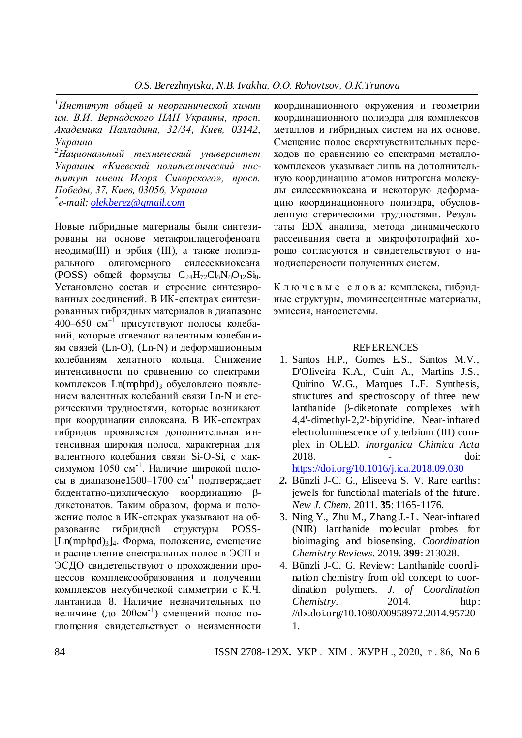*O.S. Berezhnytska, N.B. Ivakha, O.O. Rohovtsov, O.K.Trunova*

[1]*Институт общей и неорганической химии им. В.И. Вернадского НАН Украины, просп. Академика Палладина, 32/34, Киев, 03142, Украина*
[2]*Национальный технический университет Украины «Киевский политехнический институт имени Игоря Сикорского», просп. Победы, 37, Киев, 03056, Украина*
*\*e-mail: [olekberez@gmail.com](mailto:olekberez@gmail.com)*

Новые гибридные материалы были синтезированы на основе метакроилацетофеноата неодима(III) и эрбия (III), а также полиэдрального олигомерного силсесквиоксана (POSS) общей формулы $C_{24}H_{72}Cl_8N_8O_{12}Si_8$. Установлено состав и строение синтезированных соединений. В ИК-спектрах синтезированных гибридных материалов в диапазоне 400–650 $см^{-1}$ присутствуют полосы колебаний, которые отвечают валентным колебаниям связей (Ln-O), (Ln-N) и деформационным колебаниям хелатного кольца. Снижение интенсивности по сравнению со спектрами комплексов $Ln(mphpd)_3$ обусловлено появлением валентных колебаний связи Ln-N и стерическими трудностями, которые возникают при координации силоксана. В ИК-спектрах гибридов проявляется дополнительная интенсивная широкая полоса, характерная для валентного колебания связи Si-O-Si, с максимумом 1050 $см^{-1}$. Наличие широкой полосы в диапазоне1500–1700 $см^{-1}$ подтверждает бидентатно-циклическую координацию β-дикетонатов. Таким образом, форма и положение полос в ИК-спекрах указывают на образование гибридной структуры POSS-$[Ln(mphpd)_3]_4$. Форма, положение, смещение и расщепление спектральных полос в ЭСП и ЭСДО свидетельствуют о прохождении процессов комплексообразования и получении комплексов некубической симметрии с К.Ч. лантанида 8. Наличие незначительных по величине (до 200$см^{-1}$) смещений полос поглощения свидетельствует о неизменности координационного окружения и геометрии координационного полиэдра для комплексов металлов и гибридных систем на их основе. Смещение полос сверхчувствительных переходов по сравнению со спектрами металлокомплексов указывает лишь на дополнительную координацию атомов нитрогена молекулы силсесквиоксана и некоторую деформацию координационного полиэдра, обусловленную стерическими трудностями. Результаты EDX анализа, метода динамического рассеивания света и микрофотографий хорошо согласуются и свидетельствуют о нанодисперсности полученных систем.

К л ю ч е в ы е  с л о в а*:* комплексы, гибридные структуры, люминесцентные материалы, эмиссия, наносистемы.

## REFERENCES

1. Santos H.P., Gomes E.S., Santos M.V., D'Oliveira K.A., Cuin A., Martins J.S., Quirino W.G., Marques L.F. Synthesis, structures and spectroscopy of three new lanthanide β-diketonate complexes with 4,4'-dimethyl-2,2'-bipyridine. Near-infrared electroluminescence of ytterbium (III) complex in OLED. *Inorganica Chimica Acta* 2018. - doi: [https://doi.org/10.1016/j.ica.2018.09.030](https://doi.org/10.1016/j.ica.2018.09.030)
2. Bünzli J-C. G., Eliseeva S. V. Rare earths: jewels for functional materials of the future. *New J. Chem*. 2011. **35**: 1165-1176.
3. Ning Y., Zhu M., Zhang J.-L. Near-infrared (NIR) lanthanide molecular probes for bioimaging and biosensing. *Coordination Chemistry Reviews*. 2019. **399**: 213028.
4. Bünzli J-C. G. Review: Lanthanide coordination chemistry from old concept to coordination polymers. *J. of Coordination Chemistry*. 2014. http://dx.doi.org/10.1080/00958972.2014.957201.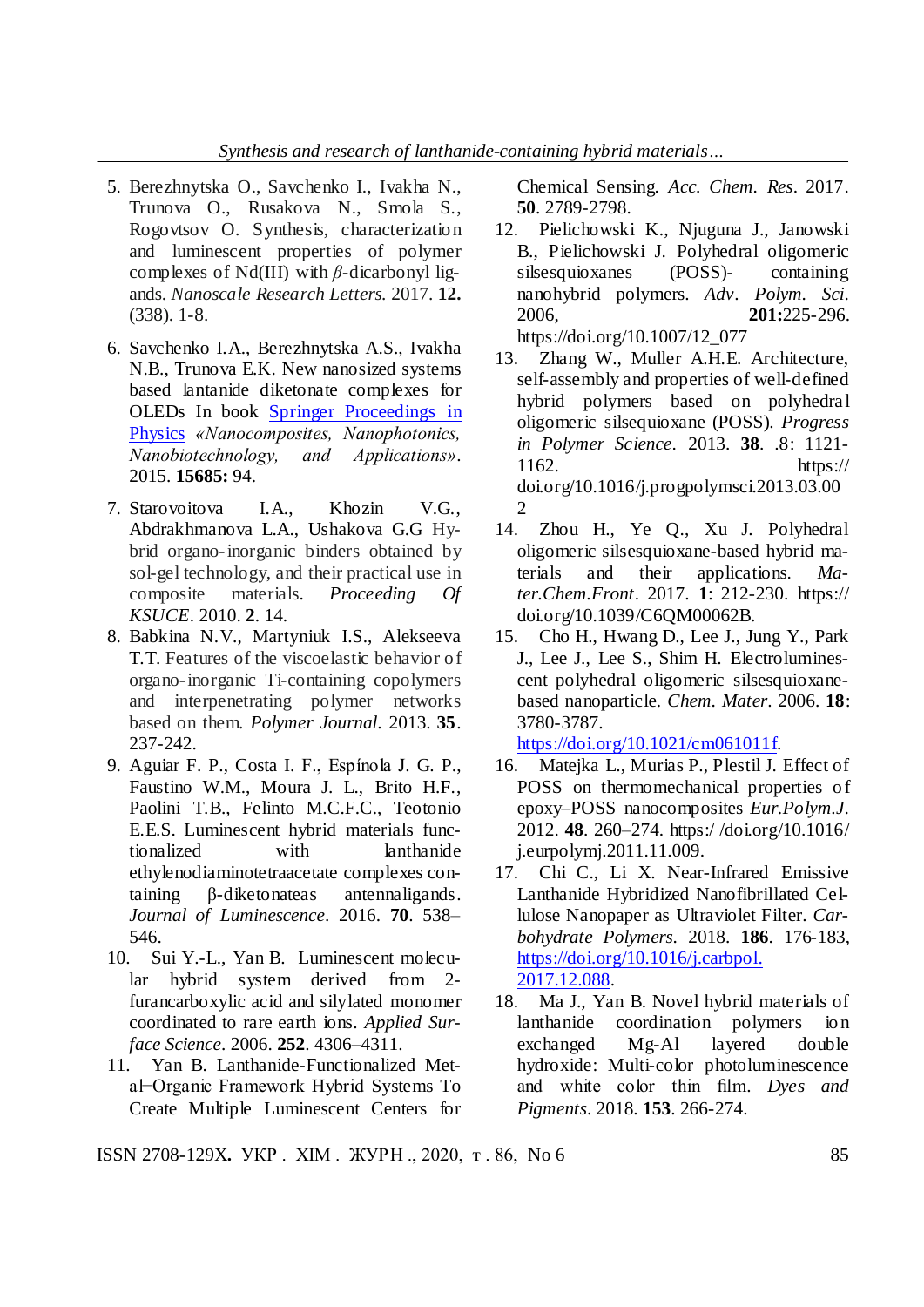5. Berezhnytska O., Savchenko I., Ivakha N., Trunova O., Rusakova N., Smola S., Rogovtsov O. Synthesis, characterization and luminescent properties of polymer complexes of Nd(III) with $\beta$-dicarbonyl ligands. *Nanoscale Research Letters*. 2017. **12.** (338). 1-8.

6. Savchenko I.A., Berezhnytska A.S., Ivakha N.B., Trunova E.K. New nanosized systems based lantanide diketonate complexes for OLEDs In book Springer Proceedings in Physics *«Nanocomposites, Nanophotonics, Nanobiotechnology, and Applications»*. 2015. **15685:** 94.

7. Starovoitova I.A., Khozin V.G., Abdrakhmanova L.A., Ushakova G.G Hybrid organo-inorganic binders obtained by sol-gel technology, and their practical use in composite materials. *Proceeding Of KSUCE*. 2010. **2**. 14.

8. Babkina N.V., Martyniuk I.S., Alekseeva T.T. Features of the viscoelastic behavior of organo-inorganic Ti-containing copolymers and interpenetrating polymer networks based on them. *Polymer Journal*. 2013. **35**. 237-242.

9. Aguiar F. P., Costa I. F., Espínola J. G. P., Faustino W.M., Moura J. L., Brito H.F., Paolini T.B., Felinto M.C.F.C., Teotonio E.E.S. Luminescent hybrid materials functionalized with lanthanide ethylenodiaminotetraacetate complexes containing β-diketonateas antennaligands. *Journal of Luminescence*. 2016. **70**. 538–546.

10. Sui Y.-L., Yan B. Luminescent molecular hybrid system derived from 2-furancarboxylic acid and silylated monomer coordinated to rare earth ions. *Applied Surface Science*. 2006. **252**. 4306–4311.

11. Yan B. Lanthanide-Functionalized Metal−Organic Framework Hybrid Systems To Create Multiple Luminescent Centers for Chemical Sensing. *Acc. Chem. Res*. 2017. **50**. 2789-2798.

12. Pielichowski K., Njuguna J., Janowski B., Pielichowski J. Polyhedral oligomeric silsesquioxanes (POSS)- containing nanohybrid polymers. *Adv. Polym. Sci.* 2006, **201:**225-296. https://doi.org/10.1007/12_077

13. Zhang W., Muller A.H.E. Architecture, self-assembly and properties of well-defined hybrid polymers based on polyhedral oligomeric silsequioxane (POSS). *Progress in Polymer Science*. 2013. **38**. .8: 1121-1162. https://doi.org/10.1016/j.progpolymsci.2013.03.002

14. Zhou H., Ye Q., Xu J. Polyhedral oligomeric silsesquioxane-based hybrid materials and their applications. *Mater.Chem.Front*. 2017. **1**: 212-230. https://doi.org/10.1039/C6QM00062B.

15. Cho H., Hwang D., Lee J., Jung Y., Park J., Lee J., Lee S., Shim H. Electroluminescent polyhedral oligomeric silsesquioxane-based nanoparticle. *Chem. Mater*. 2006. **18**: 3780-3787. https://doi.org/10.1021/cm061011f.

16. Matejka L., Murias P., Plestil J. Effect of POSS on thermomechanical properties of epoxy–POSS nanocomposites *Eur.Polym.J.* 2012. **48**. 260–274. https://doi.org/10.1016/j.eurpolymj.2011.11.009.

17. Chi C., Li X. Near-Infrared Emissive Lanthanide Hybridized Nanofibrillated Cellulose Nanopaper as Ultraviolet Filter. *Carbohydrate Polymers*. 2018. **186**. 176-183, https://doi.org/10.1016/j.carbpol.2017.12.088.

18. Ma J., Yan B. Novel hybrid materials of lanthanide coordination polymers ion exchanged Mg-Al layered double hydroxide: Multi-color photoluminescence and white color thin film. *Dyes and Pigments*. 2018. **153**. 266-274.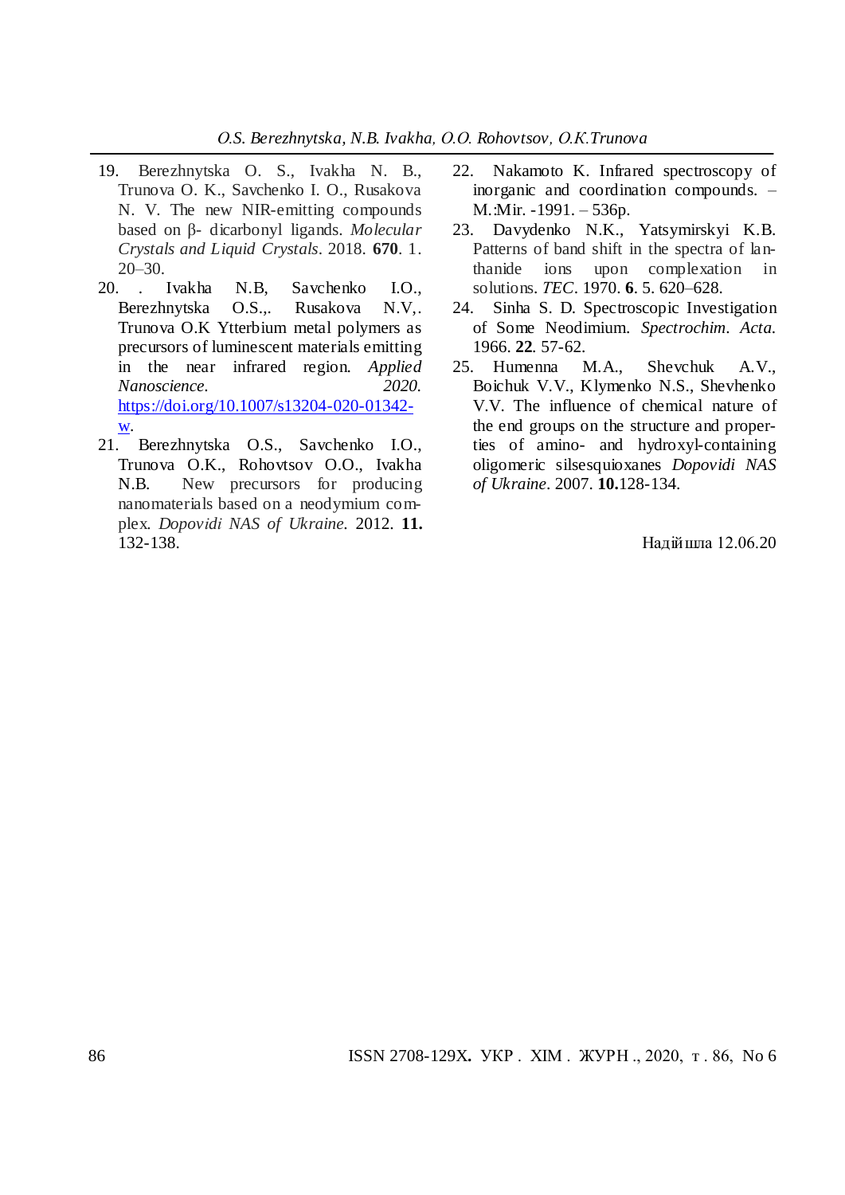19. Berezhnytska O. S., Ivakha N. B., Trunova O. K., Savchenko I. O., Rusakova N. V. The new NIR-emitting compounds based on β- dicarbonyl ligands. *Molecular Crystals and Liquid Crystals*. 2018. **670**. 1. 20–30.
20. . Ivakha N.B, Savchenko I.O., Berezhnytska O.S.,. Rusakova N.V,. Trunova O.K Ytterbium metal polymers as precursors of luminescent materials emitting in the near infrared region. *Applied Nanoscience. 2020*. [https://doi.org/10.1007/s13204-020-01342-w](https://doi.org/10.1007/s13204-020-01342-w).
21. Berezhnytska O.S., Savchenko I.O., Trunova O.K., Rohovtsov O.O., Ivakha N.B. New precursors for producing nanomaterials based on a neodymium complex. *Dopovidi NAS of Ukraine*. 2012. **11.** 132-138.
22. Nakamoto K. Infrared spectroscopy of inorganic and coordination compounds. – M.:Mir. -1991. – 536p.
23. Davydenko N.K., Yatsymirskyi K.B. Patterns of band shift in the spectra of lanthanide ions upon complexation in solutions. *TEC*. 1970. **6**. 5. 620–628.
24. Sinha S. D. Spectroscopic Investigation of Some Neodimium. *Spectrochim. Acta*. 1966. **22**. 57-62.
25. Humenna M.A., Shevchuk A.V., Boichuk V.V., Klymenko N.S., Shevhenko V.V. The influence of chemical nature of the end groups on the structure and properties of amino- and hydroxyl-containing oligomeric silsesquioxanes *Dopovidi NAS of Ukraine*. 2007. **10.**128-134.

Надійшла 12.06.20